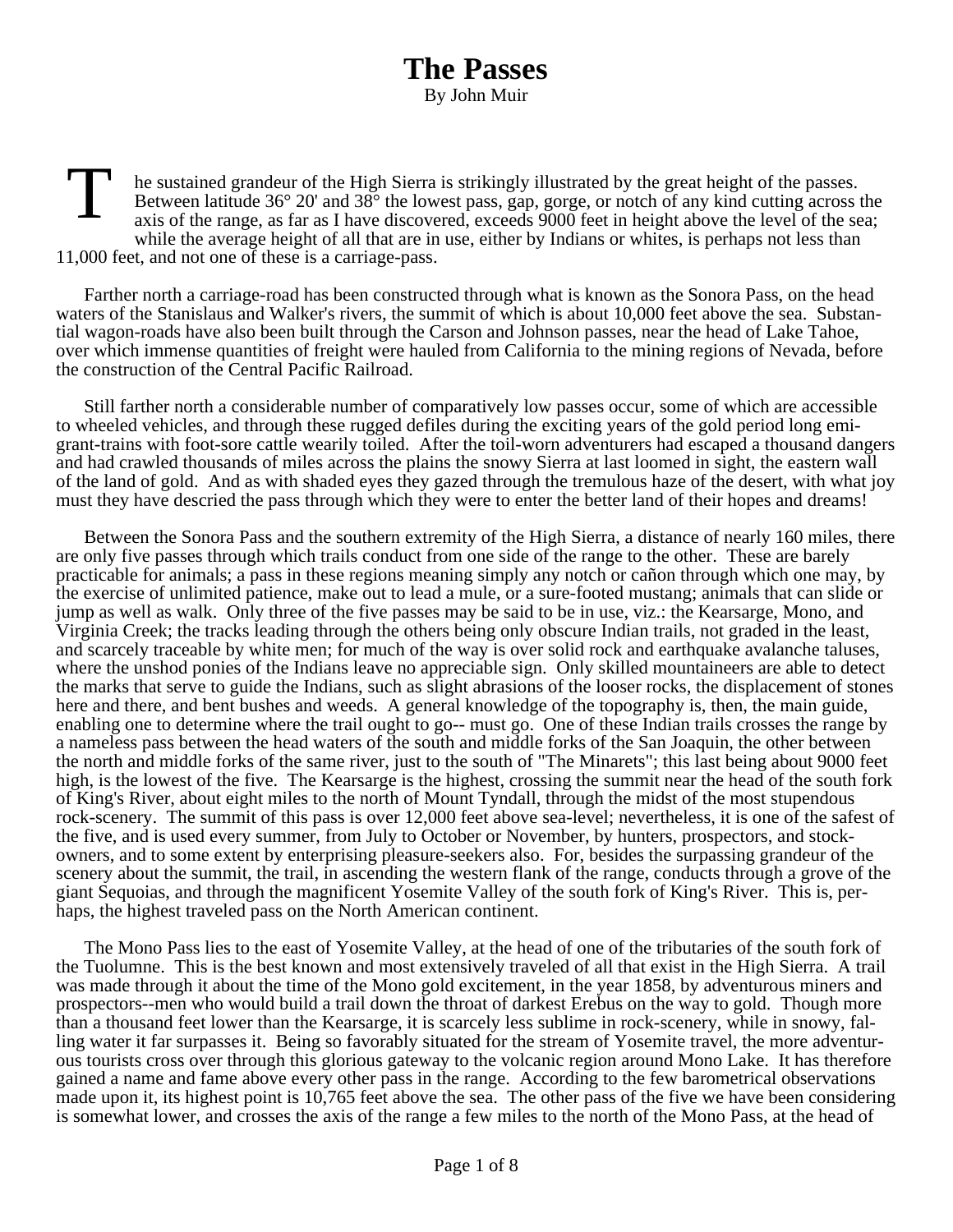# The Passes

By John Muir

The sustained grandeur of the High Sierra is strikingly illustrated by the great height of the passes. Between latitude 36° 20' and 38° the lowest pass, gap, gorge, or notch of any kind cutting across the axis of the range, as far as I have discovered, exceeds 9000 feet in height above the level of the sea; while the average height of all that are in use, either by Indians or whites, is perhaps not less than 11,000 feet, and not one of these is a carriage-pass.

Farther north a carriage-road has been constructed through what is known as the Sonora Pass, on the head waters of the Stanislaus and Walker's rivers, the summit of which is about 10,000 feet above the sea. Substantial wagon-roads have also been built through the Carson and Johnson passes, near the head of Lake Tahoe, over which immense quantities of freight were hauled from California to the mining regions of Nevada, before the construction of the Central Pacific Railroad.

Still farther north a considerable number of comparatively low passes occur, some of which are accessible to wheeled vehicles, and through these rugged defiles during the exciting years of the gold period long emigrant-trains with foot-sore cattle wearily toiled. After the toil-worn adventurers had escaped a thousand dangers and had crawled thousands of miles across the plains the snowy Sierra at last loomed in sight, the eastern wall of the land of gold. And as with shaded eyes they gazed through the tremulous haze of the desert, with what joy must they have descried the pass through which they were to enter the better land of their hopes and dreams!

Between the Sonora Pass and the southern extremity of the High Sierra, a distance of nearly 160 miles, there are only five passes through which trails conduct from one side of the range to the other. These are barely practicable for animals; a pass in these regions meaning simply any notch or cañon through which one may, by the exercise of unlimited patience, make out to lead a mule, or a sure-footed mustang; animals that can slide or jump as well as walk. Only three of the five passes may be said to be in use, viz.: the Kearsarge, Mono, and Virginia Creek; the tracks leading through the others being only obscure Indian trails, not graded in the least, and scarcely traceable by white men; for much of the way is over solid rock and earthquake avalanche taluses, where the unshod ponies of the Indians leave no appreciable sign. Only skilled mountaineers are able to detect the marks that serve to guide the Indians, such as slight abrasions of the looser rocks, the displacement of stones here and there, and bent bushes and weeds. A general knowledge of the topography is, then, the main guide, enabling one to determine where the trail ought to go-- must go. One of these Indian trails crosses the range by a nameless pass between the head waters of the south and middle forks of the San Joaquin, the other between the north and middle forks of the same river, just to the south of "The Minarets"; this last being about 9000 feet high, is the lowest of the five. The Kearsarge is the highest, crossing the summit near the head of the south fork of King's River, about eight miles to the north of Mount Tyndall, through the midst of the most stupendous rock-scenery. The summit of this pass is over 12,000 feet above sea-level; nevertheless, it is one of the safest of the five, and is used every summer, from July to October or November, by hunters, prospectors, and stockowners, and to some extent by enterprising pleasure-seekers also. For, besides the surpassing grandeur of the scenery about the summit, the trail, in ascending the western flank of the range, conducts through a grove of the giant Sequoias, and through the magnificent Yosemite Valley of the south fork of King's River. This is, perhaps, the highest traveled pass on the North American continent.

The Mono Pass lies to the east of Yosemite Valley, at the head of one of the tributaries of the south fork of the Tuolumne. This is the best known and most extensively traveled of all that exist in the High Sierra. A trail was made through it about the time of the Mono gold excitement, in the year 1858, by adventurous miners and prospectors--men who would build a trail down the throat of darkest Erebus on the way to gold. Though more than a thousand feet lower than the Kearsarge, it is scarcely less sublime in rock-scenery, while in snowy, falling water it far surpasses it. Being so favorably situated for the stream of Yosemite travel, the more adventurous tourists cross over through this glorious gateway to the volcanic region around Mono Lake. It has therefore gained a name and fame above every other pass in the range. According to the few barometrical observations made upon it, its highest point is 10,765 feet above the sea. The other pass of the five we have been considering is somewhat lower, and crosses the axis of the range a few miles to the north of the Mono Pass, at the head of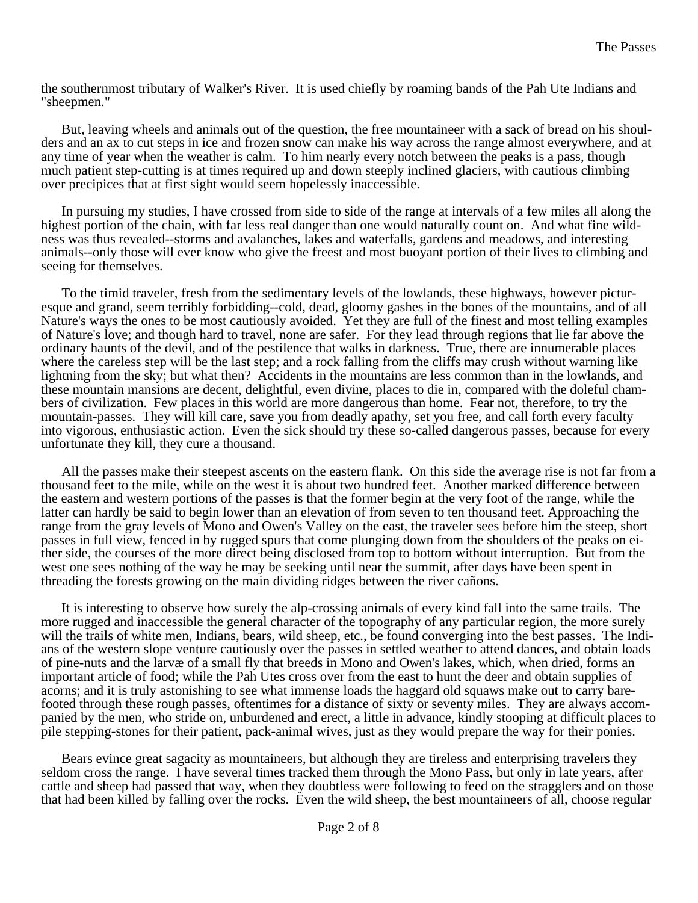the southernmost tributary of Walker's River. It is used chiefly by roaming bands of the Pah Ute Indians and "sheepmen."

But, leaving wheels and animals out of the question, the free mountaineer with a sack of bread on his shoulders and an ax to cut steps in ice and frozen snow can make his way across the range almost everywhere, and at any time of year when the weather is calm. To him nearly every notch between the peaks is a pass, though much patient step-cutting is at times required up and down steeply inclined glaciers, with cautious climbing over precipices that at first sight would seem hopelessly inaccessible.

In pursuing my studies, I have crossed from side to side of the range at intervals of a few miles all along the highest portion of the chain, with far less real danger than one would naturally count on. And what fine wildness was thus revealed--storms and avalanches, lakes and waterfalls, gardens and meadows, and interesting animals--only those will ever know who give the freest and most buoyant portion of their lives to climbing and seeing for themselves.

To the timid traveler, fresh from the sedimentary levels of the lowlands, these highways, however picturesque and grand, seem terribly forbidding--cold, dead, gloomy gashes in the bones of the mountains, and of all Nature's ways the ones to be most cautiously avoided. Yet they are full of the finest and most telling examples of Nature's love; and though hard to travel, none are safer. For they lead through regions that lie far above the ordinary haunts of the devil, and of the pestilence that walks in darkness. True, there are innumerable places where the careless step will be the last step; and a rock falling from the cliffs may crush without warning like lightning from the sky; but what then? Accidents in the mountains are less common than in the lowlands, and these mountain mansions are decent, delightful, even divine, places to die in, compared with the doleful chambers of civilization. Few places in this world are more dangerous than home. Fear not, therefore, to try the mountain-passes. They will kill care, save you from deadly apathy, set you free, and call forth every faculty into vigorous, enthusiastic action. Even the sick should try these so-called dangerous passes, because for every unfortunate they kill, they cure a thousand.

All the passes make their steepest ascents on the eastern flank. On this side the average rise is not far from a thousand feet to the mile, while on the west it is about two hundred feet. Another marked difference between the eastern and western portions of the passes is that the former begin at the very foot of the range, while the latter can hardly be said to begin lower than an elevation of from seven to ten thousand feet. Approaching the range from the gray levels of Mono and Owen's Valley on the east, the traveler sees before him the steep, short passes in full view, fenced in by rugged spurs that come plunging down from the shoulders of the peaks on either side, the courses of the more direct being disclosed from top to bottom without interruption. But from the west one sees nothing of the way he may be seeking until near the summit, after days have been spent in threading the forests growing on the main dividing ridges between the river cañons.

It is interesting to observe how surely the alp-crossing animals of every kind fall into the same trails. The more rugged and inaccessible the general character of the topography of any particular region, the more surely will the trails of white men, Indians, bears, wild sheep, etc., be found converging into the best passes. The Indians of the western slope venture cautiously over the passes in settled weather to attend dances, and obtain loads of pine-nuts and the larvæ of a small fly that breeds in Mono and Owen's lakes, which, when dried, forms an important article of food; while the Pah Utes cross over from the east to hunt the deer and obtain supplies of acorns; and it is truly astonishing to see what immense loads the haggard old squaws make out to carry barefooted through these rough passes, oftentimes for a distance of sixty or seventy miles. They are always accompanied by the men, who stride on, unburdened and erect, a little in advance, kindly stooping at difficult places to pile stepping-stones for their patient, pack-animal wives, just as they would prepare the way for their ponies.

Bears evince great sagacity as mountaineers, but although they are tireless and enterprising travelers they seldom cross the range. I have several times tracked them through the Mono Pass, but only in late years, after cattle and sheep had passed that way, when they doubtless were following to feed on the stragglers and on those that had been killed by falling over the rocks. Even the wild sheep, the best mountaineers of all, choose regular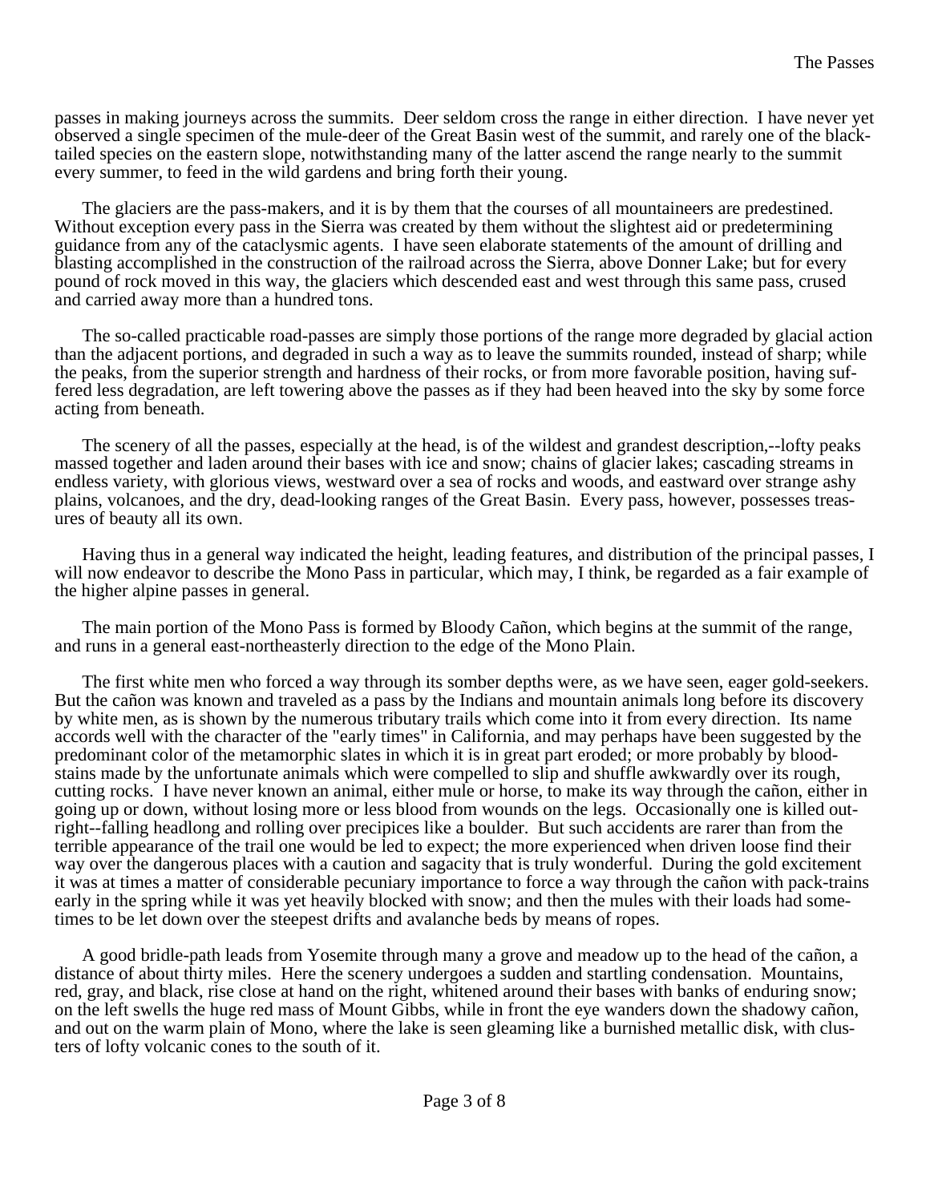passes in making journeys across the summits. Deer seldom cross the range in either direction. I have never yet observed a single specimen of the mule-deer of the Great Basin west of the summit, and rarely one of the black-tailed species on the eastern slope, notwithstanding many of the latter ascend the range nearly to the summit every summer, to feed in the wild gardens and bring forth their young.

The glaciers are the pass-makers, and it is by them that the courses of all mountaineers are predestined. Without exception every pass in the Sierra was created by them without the slightest aid or predetermining guidance from any of the cataclysmic agents. I have seen elaborate statements of the amount of drilling and blasting accomplished in the construction of the railroad across the Sierra, above Donner Lake; but for every pound of rock moved in this way, the glaciers which descended east and west through this same pass, crused and carried away more than a hundred tons.

The so-called practicable road-passes are simply those portions of the range more degraded by glacial action than the adjacent portions, and degraded in such a way as to leave the summits rounded, instead of sharp; while the peaks, from the superior strength and hardness of their rocks, or from more favorable position, having suffered less degradation, are left towering above the passes as if they had been heaved into the sky by some force acting from beneath.

The scenery of all the passes, especially at the head, is of the wildest and grandest description,--lofty peaks massed together and laden around their bases with ice and snow; chains of glacier lakes; cascading streams in endless variety, with glorious views, westward over a sea of rocks and woods, and eastward over strange ashy plains, volcanoes, and the dry, dead-looking ranges of the Great Basin. Every pass, however, possesses treasures of beauty all its own.

Having thus in a general way indicated the height, leading features, and distribution of the principal passes, I will now endeavor to describe the Mono Pass in particular, which may, I think, be regarded as a fair example of the higher alpine passes in general.

The main portion of the Mono Pass is formed by Bloody Cañon, which begins at the summit of the range, and runs in a general east-northeasterly direction to the edge of the Mono Plain.

The first white men who forced a way through its somber depths were, as we have seen, eager gold-seekers. But the cañon was known and traveled as a pass by the Indians and mountain animals long before its discovery by white men, as is shown by the numerous tributary trails which come into it from every direction. Its name accords well with the character of the "early times" in California, and may perhaps have been suggested by the predominant color of the metamorphic slates in which it is in great part eroded; or more probably by blood-stains made by the unfortunate animals which were compelled to slip and shuffle awkwardly over its rough, cutting rocks. I have never known an animal, either mule or horse, to make its way through the cañon, either in going up or down, without losing more or less blood from wounds on the legs. Occasionally one is killed outright--falling headlong and rolling over precipices like a boulder. But such accidents are rarer than from the terrible appearance of the trail one would be led to expect; the more experienced when driven loose find their way over the dangerous places with a caution and sagacity that is truly wonderful. During the gold excitement it was at times a matter of considerable pecuniary importance to force a way through the cañon with pack-trains early in the spring while it was yet heavily blocked with snow; and then the mules with their loads had sometimes to be let down over the steepest drifts and avalanche beds by means of ropes.

A good bridle-path leads from Yosemite through many a grove and meadow up to the head of the cañon, a distance of about thirty miles. Here the scenery undergoes a sudden and startling condensation. Mountains, red, gray, and black, rise close at hand on the right, whitened around their bases with banks of enduring snow; on the left swells the huge red mass of Mount Gibbs, while in front the eye wanders down the shadowy cañon, and out on the warm plain of Mono, where the lake is seen gleaming like a burnished metallic disk, with clusters of lofty volcanic cones to the south of it.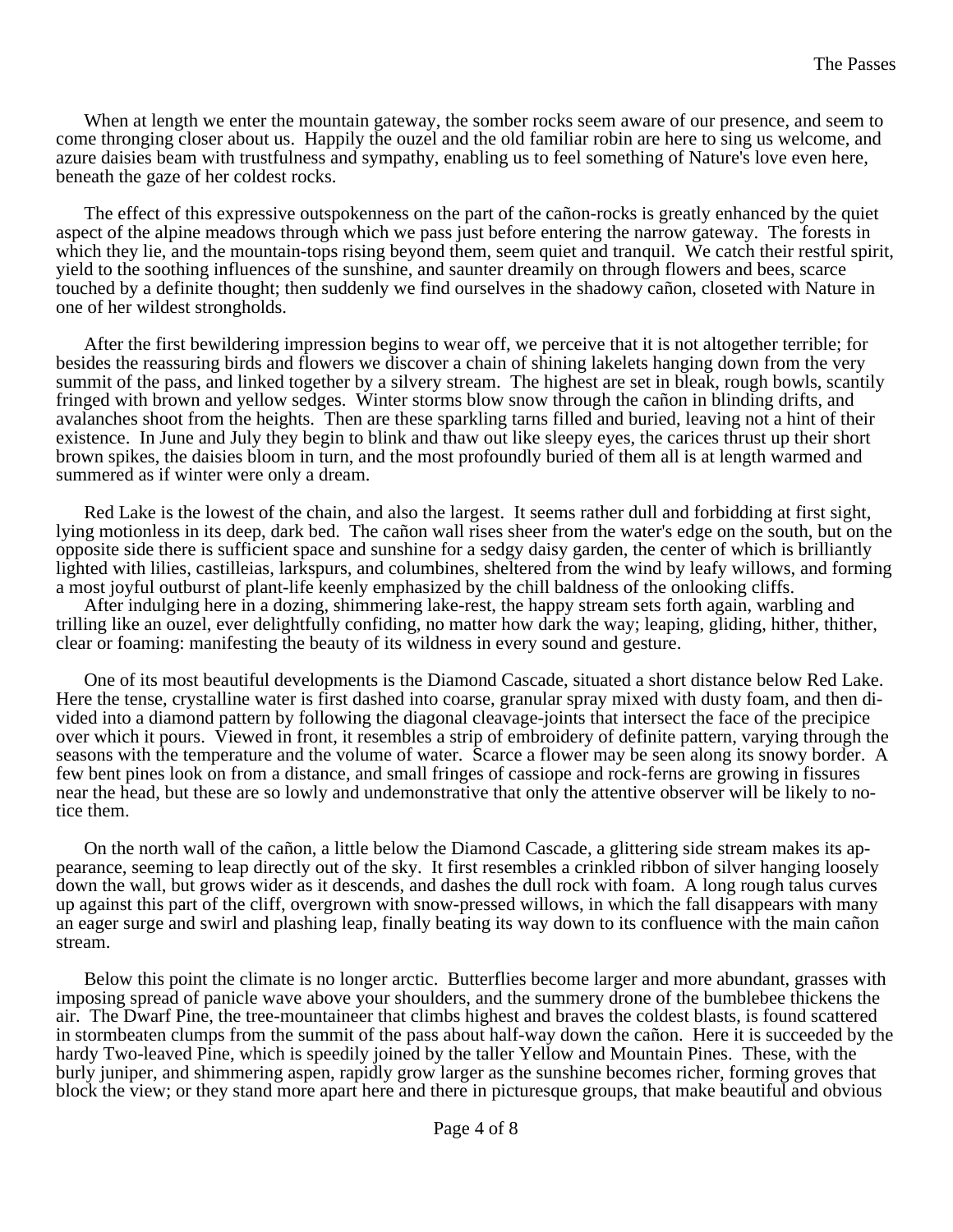When at length we enter the mountain gateway, the somber rocks seem aware of our presence, and seem to come thronging closer about us. Happily the ouzel and the old familiar robin are here to sing us welcome, and azure daisies beam with trustfulness and sympathy, enabling us to feel something of Nature's love even here, beneath the gaze of her coldest rocks.

The effect of this expressive outspokenness on the part of the cañon-rocks is greatly enhanced by the quiet aspect of the alpine meadows through which we pass just before entering the narrow gateway. The forests in which they lie, and the mountain-tops rising beyond them, seem quiet and tranquil. We catch their restful spirit, yield to the soothing influences of the sunshine, and saunter dreamily on through flowers and bees, scarce touched by a definite thought; then suddenly we find ourselves in the shadowy cañon, closeted with Nature in one of her wildest strongholds.

After the first bewildering impression begins to wear off, we perceive that it is not altogether terrible; for besides the reassuring birds and flowers we discover a chain of shining lakelets hanging down from the very summit of the pass, and linked together by a silvery stream. The highest are set in bleak, rough bowls, scantily fringed with brown and yellow sedges. Winter storms blow snow through the cañon in blinding drifts, and avalanches shoot from the heights. Then are these sparkling tarns filled and buried, leaving not a hint of their existence. In June and July they begin to blink and thaw out like sleepy eyes, the carices thrust up their short brown spikes, the daisies bloom in turn, and the most profoundly buried of them all is at length warmed and summered as if winter were only a dream.

Red Lake is the lowest of the chain, and also the largest. It seems rather dull and forbidding at first sight, lying motionless in its deep, dark bed. The cañon wall rises sheer from the water's edge on the south, but on the opposite side there is sufficient space and sunshine for a sedgy daisy garden, the center of which is brilliantly lighted with lilies, castilleias, larkspurs, and columbines, sheltered from the wind by leafy willows, and forming a most joyful outburst of plant-life keenly emphasized by the chill baldness of the onlooking cliffs.

After indulging here in a dozing, shimmering lake-rest, the happy stream sets forth again, warbling and trilling like an ouzel, ever delightfully confiding, no matter how dark the way; leaping, gliding, hither, thither, clear or foaming: manifesting the beauty of its wildness in every sound and gesture.

One of its most beautiful developments is the Diamond Cascade, situated a short distance below Red Lake. Here the tense, crystalline water is first dashed into coarse, granular spray mixed with dusty foam, and then divided into a diamond pattern by following the diagonal cleavage-joints that intersect the face of the precipice over which it pours. Viewed in front, it resembles a strip of embroidery of definite pattern, varying through the seasons with the temperature and the volume of water. Scarce a flower may be seen along its snowy border. A few bent pines look on from a distance, and small fringes of cassiope and rock-ferns are growing in fissures near the head, but these are so lowly and undemonstrative that only the attentive observer will be likely to notice them.

On the north wall of the cañon, a little below the Diamond Cascade, a glittering side stream makes its appearance, seeming to leap directly out of the sky. It first resembles a crinkled ribbon of silver hanging loosely down the wall, but grows wider as it descends, and dashes the dull rock with foam. A long rough talus curves up against this part of the cliff, overgrown with snow-pressed willows, in which the fall disappears with many an eager surge and swirl and plashing leap, finally beating its way down to its confluence with the main cañon stream.

Below this point the climate is no longer arctic. Butterflies become larger and more abundant, grasses with imposing spread of panicle wave above your shoulders, and the summery drone of the bumblebee thickens the air. The Dwarf Pine, the tree-mountaineer that climbs highest and braves the coldest blasts, is found scattered in stormbeaten clumps from the summit of the pass about half-way down the cañon. Here it is succeeded by the hardy Two-leaved Pine, which is speedily joined by the taller Yellow and Mountain Pines. These, with the burly juniper, and shimmering aspen, rapidly grow larger as the sunshine becomes richer, forming groves that block the view; or they stand more apart here and there in picturesque groups, that make beautiful and obvious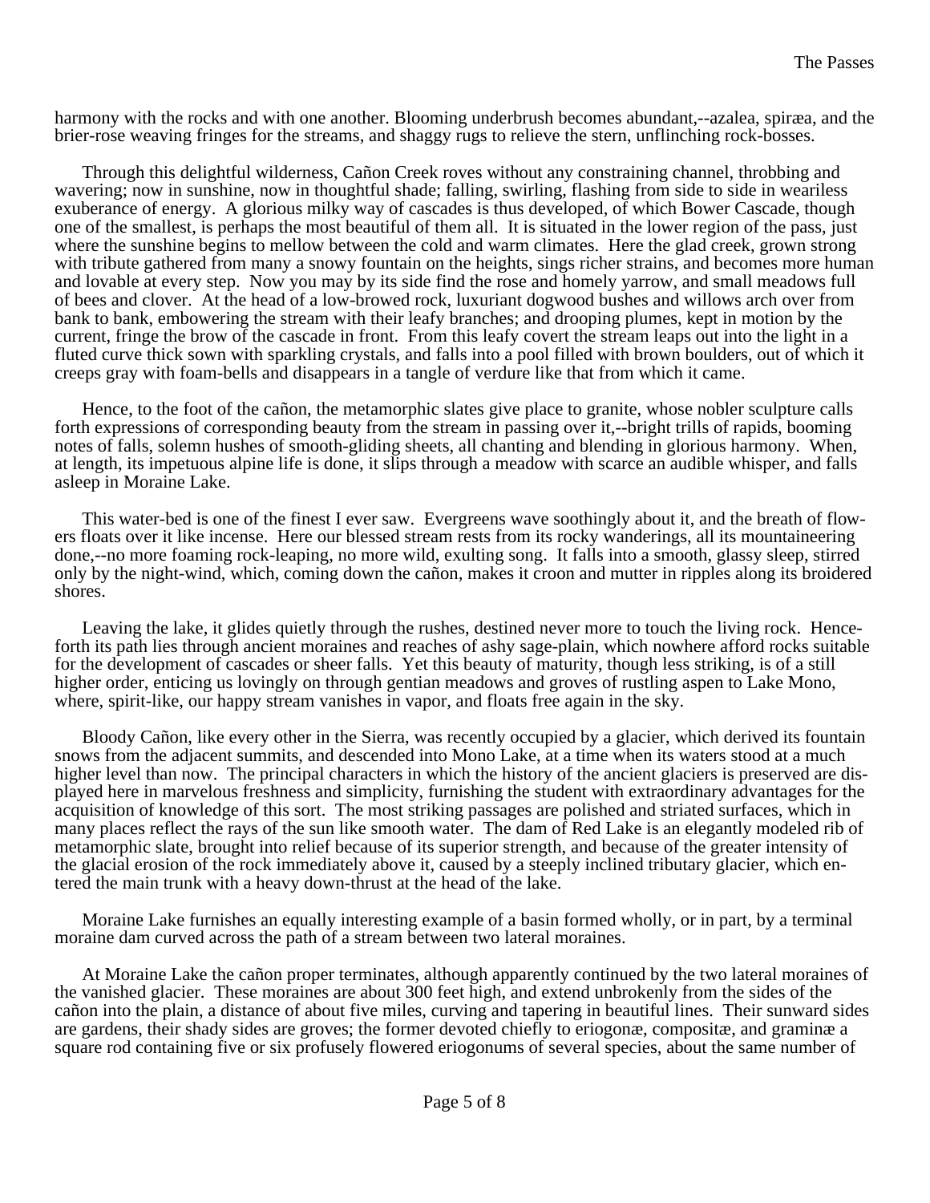harmony with the rocks and with one another. Blooming underbrush becomes abundant,--azalea, spiræa, and the brier-rose weaving fringes for the streams, and shaggy rugs to relieve the stern, unflinching rock-bosses.

Through this delightful wilderness, Cañon Creek roves without any constraining channel, throbbing and wavering; now in sunshine, now in thoughtful shade; falling, swirling, flashing from side to side in weariless exuberance of energy. A glorious milky way of cascades is thus developed, of which Bower Cascade, though one of the smallest, is perhaps the most beautiful of them all. It is situated in the lower region of the pass, just where the sunshine begins to mellow between the cold and warm climates. Here the glad creek, grown strong with tribute gathered from many a snowy fountain on the heights, sings richer strains, and becomes more human and lovable at every step. Now you may by its side find the rose and homely yarrow, and small meadows full of bees and clover. At the head of a low-browed rock, luxuriant dogwood bushes and willows arch over from bank to bank, embowering the stream with their leafy branches; and drooping plumes, kept in motion by the current, fringe the brow of the cascade in front. From this leafy covert the stream leaps out into the light in a fluted curve thick sown with sparkling crystals, and falls into a pool filled with brown boulders, out of which it creeps gray with foam-bells and disappears in a tangle of verdure like that from which it came.

Hence, to the foot of the cañon, the metamorphic slates give place to granite, whose nobler sculpture calls forth expressions of corresponding beauty from the stream in passing over it,--bright trills of rapids, booming notes of falls, solemn hushes of smooth-gliding sheets, all chanting and blending in glorious harmony. When, at length, its impetuous alpine life is done, it slips through a meadow with scarce an audible whisper, and falls asleep in Moraine Lake.

This water-bed is one of the finest I ever saw. Evergreens wave soothingly about it, and the breath of flowers floats over it like incense. Here our blessed stream rests from its rocky wanderings, all its mountaineering done,--no more foaming rock-leaping, no more wild, exulting song. It falls into a smooth, glassy sleep, stirred only by the night-wind, which, coming down the cañon, makes it croon and mutter in ripples along its broidered shores.

Leaving the lake, it glides quietly through the rushes, destined never more to touch the living rock. Henceforth its path lies through ancient moraines and reaches of ashy sage-plain, which nowhere afford rocks suitable for the development of cascades or sheer falls. Yet this beauty of maturity, though less striking, is of a still higher order, enticing us lovingly on through gentian meadows and groves of rustling aspen to Lake Mono, where, spirit-like, our happy stream vanishes in vapor, and floats free again in the sky.

Bloody Cañon, like every other in the Sierra, was recently occupied by a glacier, which derived its fountain snows from the adjacent summits, and descended into Mono Lake, at a time when its waters stood at a much higher level than now. The principal characters in which the history of the ancient glaciers is preserved are displayed here in marvelous freshness and simplicity, furnishing the student with extraordinary advantages for the acquisition of knowledge of this sort. The most striking passages are polished and striated surfaces, which in many places reflect the rays of the sun like smooth water. The dam of Red Lake is an elegantly modeled rib of metamorphic slate, brought into relief because of its superior strength, and because of the greater intensity of the glacial erosion of the rock immediately above it, caused by a steeply inclined tributary glacier, which entered the main trunk with a heavy down-thrust at the head of the lake.

Moraine Lake furnishes an equally interesting example of a basin formed wholly, or in part, by a terminal moraine dam curved across the path of a stream between two lateral moraines.

At Moraine Lake the cañon proper terminates, although apparently continued by the two lateral moraines of the vanished glacier. These moraines are about 300 feet high, and extend unbrokenly from the sides of the cañon into the plain, a distance of about five miles, curving and tapering in beautiful lines. Their sunward sides are gardens, their shady sides are groves; the former devoted chiefly to eriogonæ, compositæ, and graminæ a square rod containing five or six profusely flowered eriogonums of several species, about the same number of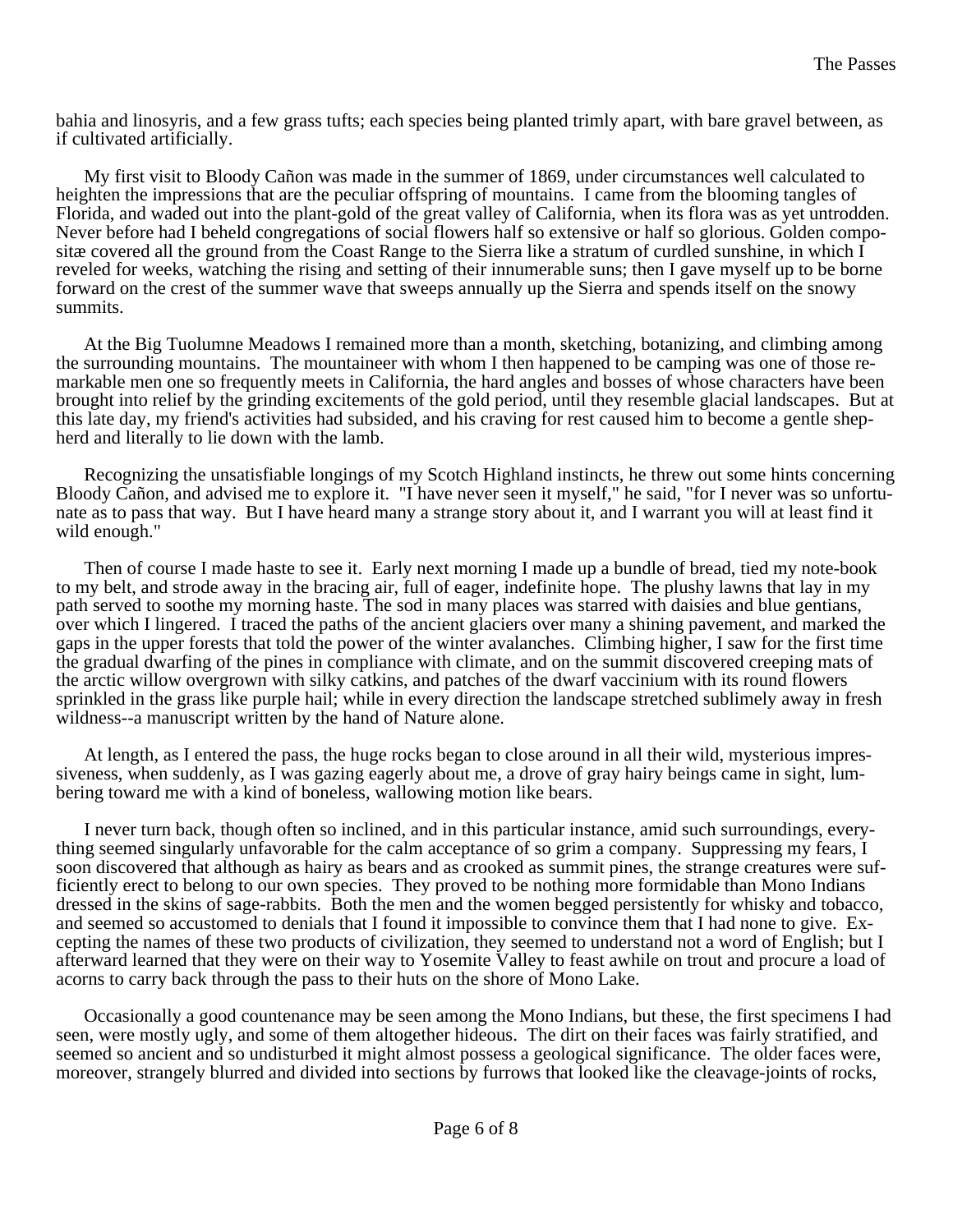bahia and linosyris, and a few grass tufts; each species being planted trimly apart, with bare gravel between, as if cultivated artificially.

My first visit to Bloody Cañon was made in the summer of 1869, under circumstances well calculated to heighten the impressions that are the peculiar offspring of mountains. I came from the blooming tangles of Florida, and waded out into the plant-gold of the great valley of California, when its flora was as yet untrodden. Never before had I beheld congregations of social flowers half so extensive or half so glorious. Golden compositæ covered all the ground from the Coast Range to the Sierra like a stratum of curdled sunshine, in which I reveled for weeks, watching the rising and setting of their innumerable suns; then I gave myself up to be borne forward on the crest of the summer wave that sweeps annually up the Sierra and spends itself on the snowy summits.

At the Big Tuolumne Meadows I remained more than a month, sketching, botanizing, and climbing among the surrounding mountains. The mountaineer with whom I then happened to be camping was one of those remarkable men one so frequently meets in California, the hard angles and bosses of whose characters have been brought into relief by the grinding excitements of the gold period, until they resemble glacial landscapes. But at this late day, my friend's activities had subsided, and his craving for rest caused him to become a gentle shepherd and literally to lie down with the lamb.

Recognizing the unsatisfiable longings of my Scotch Highland instincts, he threw out some hints concerning Bloody Cañon, and advised me to explore it. "I have never seen it myself," he said, "for I never was so unfortunate as to pass that way. But I have heard many a strange story about it, and I warrant you will at least find it wild enough."

Then of course I made haste to see it. Early next morning I made up a bundle of bread, tied my note-book to my belt, and strode away in the bracing air, full of eager, indefinite hope. The plushy lawns that lay in my path served to soothe my morning haste. The sod in many places was starred with daisies and blue gentians, over which I lingered. I traced the paths of the ancient glaciers over many a shining pavement, and marked the gaps in the upper forests that told the power of the winter avalanches. Climbing higher, I saw for the first time the gradual dwarfing of the pines in compliance with climate, and on the summit discovered creeping mats of the arctic willow overgrown with silky catkins, and patches of the dwarf vaccinium with its round flowers sprinkled in the grass like purple hail; while in every direction the landscape stretched sublimely away in fresh wildness--a manuscript written by the hand of Nature alone.

At length, as I entered the pass, the huge rocks began to close around in all their wild, mysterious impressiveness, when suddenly, as I was gazing eagerly about me, a drove of gray hairy beings came in sight, lumbering toward me with a kind of boneless, wallowing motion like bears.

I never turn back, though often so inclined, and in this particular instance, amid such surroundings, everything seemed singularly unfavorable for the calm acceptance of so grim a company. Suppressing my fears, I soon discovered that although as hairy as bears and as crooked as summit pines, the strange creatures were sufficiently erect to belong to our own species. They proved to be nothing more formidable than Mono Indians dressed in the skins of sage-rabbits. Both the men and the women begged persistently for whisky and tobacco, and seemed so accustomed to denials that I found it impossible to convince them that I had none to give. Excepting the names of these two products of civilization, they seemed to understand not a word of English; but I afterward learned that they were on their way to Yosemite Valley to feast awhile on trout and procure a load of acorns to carry back through the pass to their huts on the shore of Mono Lake.

Occasionally a good countenance may be seen among the Mono Indians, but these, the first specimens I had seen, were mostly ugly, and some of them altogether hideous. The dirt on their faces was fairly stratified, and seemed so ancient and so undisturbed it might almost possess a geological significance. The older faces were, moreover, strangely blurred and divided into sections by furrows that looked like the cleavage-joints of rocks,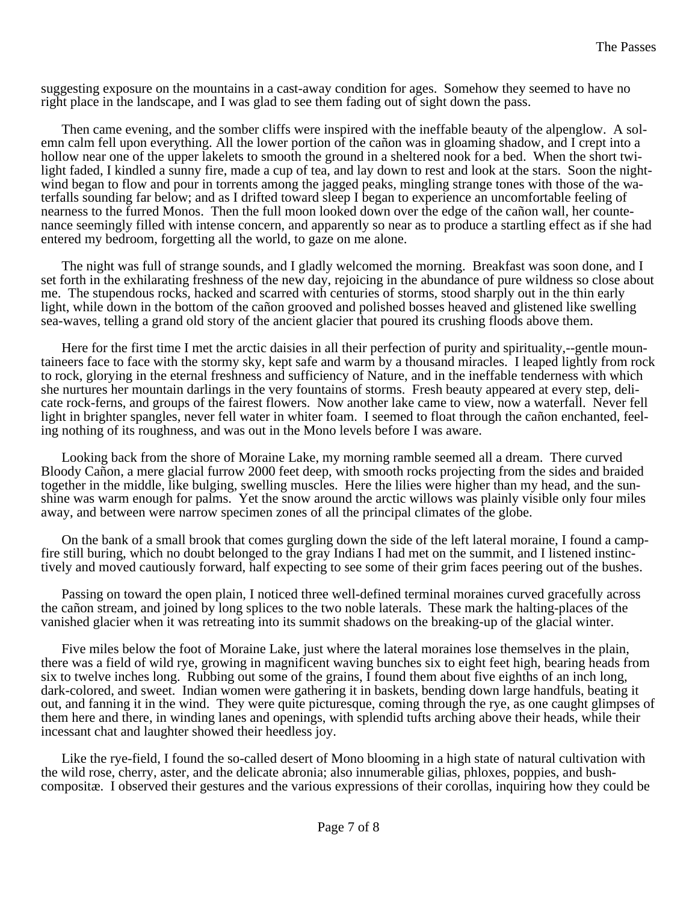suggesting exposure on the mountains in a cast-away condition for ages. Somehow they seemed to have no right place in the landscape, and I was glad to see them fading out of sight down the pass.

Then came evening, and the somber cliffs were inspired with the ineffable beauty of the alpenglow. A solemn calm fell upon everything. All the lower portion of the cañon was in gloaming shadow, and I crept into a hollow near one of the upper lakelets to smooth the ground in a sheltered nook for a bed. When the short twilight faded, I kindled a sunny fire, made a cup of tea, and lay down to rest and look at the stars. Soon the night-wind began to flow and pour in torrents among the jagged peaks, mingling strange tones with those of the waterfalls sounding far below; and as I drifted toward sleep I began to experience an uncomfortable feeling of nearness to the furred Monos. Then the full moon looked down over the edge of the cañon wall, her countenance seemingly filled with intense concern, and apparently so near as to produce a startling effect as if she had entered my bedroom, forgetting all the world, to gaze on me alone.

The night was full of strange sounds, and I gladly welcomed the morning. Breakfast was soon done, and I set forth in the exhilarating freshness of the new day, rejoicing in the abundance of pure wildness so close about me. The stupendous rocks, hacked and scarred with centuries of storms, stood sharply out in the thin early light, while down in the bottom of the cañon grooved and polished bosses heaved and glistened like swelling sea-waves, telling a grand old story of the ancient glacier that poured its crushing floods above them.

Here for the first time I met the arctic daisies in all their perfection of purity and spirituality,--gentle mountaineers face to face with the stormy sky, kept safe and warm by a thousand miracles. I leaped lightly from rock to rock, glorying in the eternal freshness and sufficiency of Nature, and in the ineffable tenderness with which she nurtures her mountain darlings in the very fountains of storms. Fresh beauty appeared at every step, delicate rock-ferns, and groups of the fairest flowers. Now another lake came to view, now a waterfall. Never fell light in brighter spangles, never fell water in whiter foam. I seemed to float through the cañon enchanted, feeling nothing of its roughness, and was out in the Mono levels before I was aware.

Looking back from the shore of Moraine Lake, my morning ramble seemed all a dream. There curved Bloody Cañon, a mere glacial furrow 2000 feet deep, with smooth rocks projecting from the sides and braided together in the middle, like bulging, swelling muscles. Here the lilies were higher than my head, and the sunshine was warm enough for palms. Yet the snow around the arctic willows was plainly visible only four miles away, and between were narrow specimen zones of all the principal climates of the globe.

On the bank of a small brook that comes gurgling down the side of the left lateral moraine, I found a campfire still buring, which no doubt belonged to the gray Indians I had met on the summit, and I listened instinctively and moved cautiously forward, half expecting to see some of their grim faces peering out of the bushes.

Passing on toward the open plain, I noticed three well-defined terminal moraines curved gracefully across the cañon stream, and joined by long splices to the two noble laterals. These mark the halting-places of the vanished glacier when it was retreating into its summit shadows on the breaking-up of the glacial winter.

Five miles below the foot of Moraine Lake, just where the lateral moraines lose themselves in the plain, there was a field of wild rye, growing in magnificent waving bunches six to eight feet high, bearing heads from six to twelve inches long. Rubbing out some of the grains, I found them about five eighths of an inch long, dark-colored, and sweet. Indian women were gathering it in baskets, bending down large handfuls, beating it out, and fanning it in the wind. They were quite picturesque, coming through the rye, as one caught glimpses of them here and there, in winding lanes and openings, with splendid tufts arching above their heads, while their incessant chat and laughter showed their heedless joy.

Like the rye-field, I found the so-called desert of Mono blooming in a high state of natural cultivation with the wild rose, cherry, aster, and the delicate abronia; also innumerable gilias, phloxes, poppies, and bush-compositæ. I observed their gestures and the various expressions of their corollas, inquiring how they could be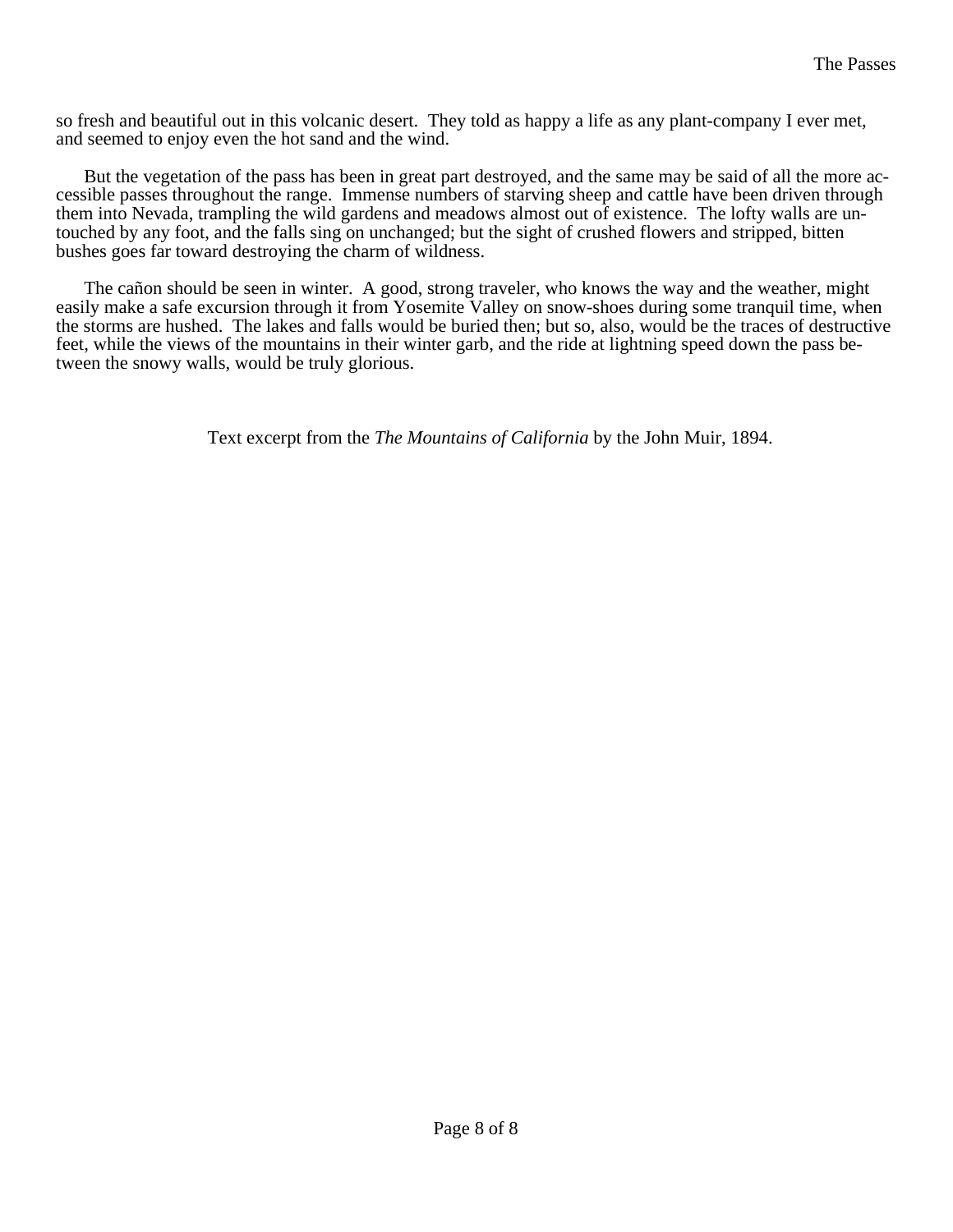so fresh and beautiful out in this volcanic desert. They told as happy a life as any plant-company I ever met, and seemed to enjoy even the hot sand and the wind.

But the vegetation of the pass has been in great part destroyed, and the same may be said of all the more accessible passes throughout the range. Immense numbers of starving sheep and cattle have been driven through them into Nevada, trampling the wild gardens and meadows almost out of existence. The lofty walls are untouched by any foot, and the falls sing on unchanged; but the sight of crushed flowers and stripped, bitten bushes goes far toward destroying the charm of wildness.

The cañon should be seen in winter. A good, strong traveler, who knows the way and the weather, might easily make a safe excursion through it from Yosemite Valley on snow-shoes during some tranquil time, when the storms are hushed. The lakes and falls would be buried then; but so, also, would be the traces of destructive feet, while the views of the mountains in their winter garb, and the ride at lightning speed down the pass between the snowy walls, would be truly glorious.

Text excerpt from the *The Mountains of California* by the John Muir, 1894.